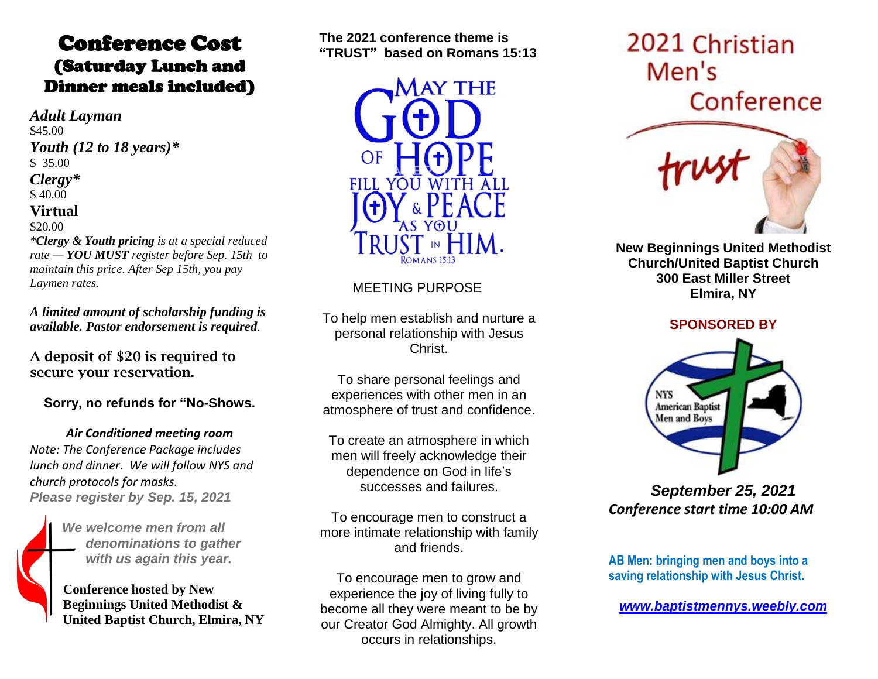# Conference Cost
## (Saturday Lunch and Dinner meals included)

*Adult Layman*
$45.00

*Youth (12 to 18 years)**
$ 35.00

*Clergy**
$ 40.00

**Virtual**
$20.00

**Clergy & Youth pricing* is at a special reduced rate — ***YOU MUST*** register before Sep. 15th to maintain this price. After Sep 15th, you pay Laymen rates.*

***A limited amount of scholarship funding is available. Pastor endorsement is required.***

**A deposit of $20 is required to secure your reservation.**

**Sorry, no refunds for "No-Shows.**

***Air Conditioned meeting room***

*Note: The Conference Package includes lunch and dinner. We will follow NYS and church protocols for masks.*

***Please register by Sep. 15, 2021***

***We welcome men from all denominations to gather with us again this year.***

**Conference hosted by New Beginnings United Methodist & United Baptist Church, Elmira, NY**

**The 2021 conference theme is "TRUST" based on Romans 15:13**

MAY THE GOD OF HOPE FILL YOU WITH ALL JOY & PEACE AS YOU TRUST IN HIM.
ROMANS 15:13

MEETING PURPOSE

To help men establish and nurture a personal relationship with Jesus Christ.

To share personal feelings and experiences with other men in an atmosphere of trust and confidence.

To create an atmosphere in which men will freely acknowledge their dependence on God in life's successes and failures.

To encourage men to construct a more intimate relationship with family and friends.

To encourage men to grow and experience the joy of living fully to become all they were meant to be by our Creator God Almighty. All growth occurs in relationships.

# 2021 Christian Men's Conference

trust

**New Beginnings United Methodist Church/United Baptist Church**
**300 East Miller Street**
**Elmira, NY**

**SPONSORED BY**

NYS American Baptist Men and Boys

***September 25, 2021***
***Conference start time 10:00 AM***

**AB Men: bringing men and boys into a saving relationship with Jesus Christ.**

***www.baptistmennys.weebly.com***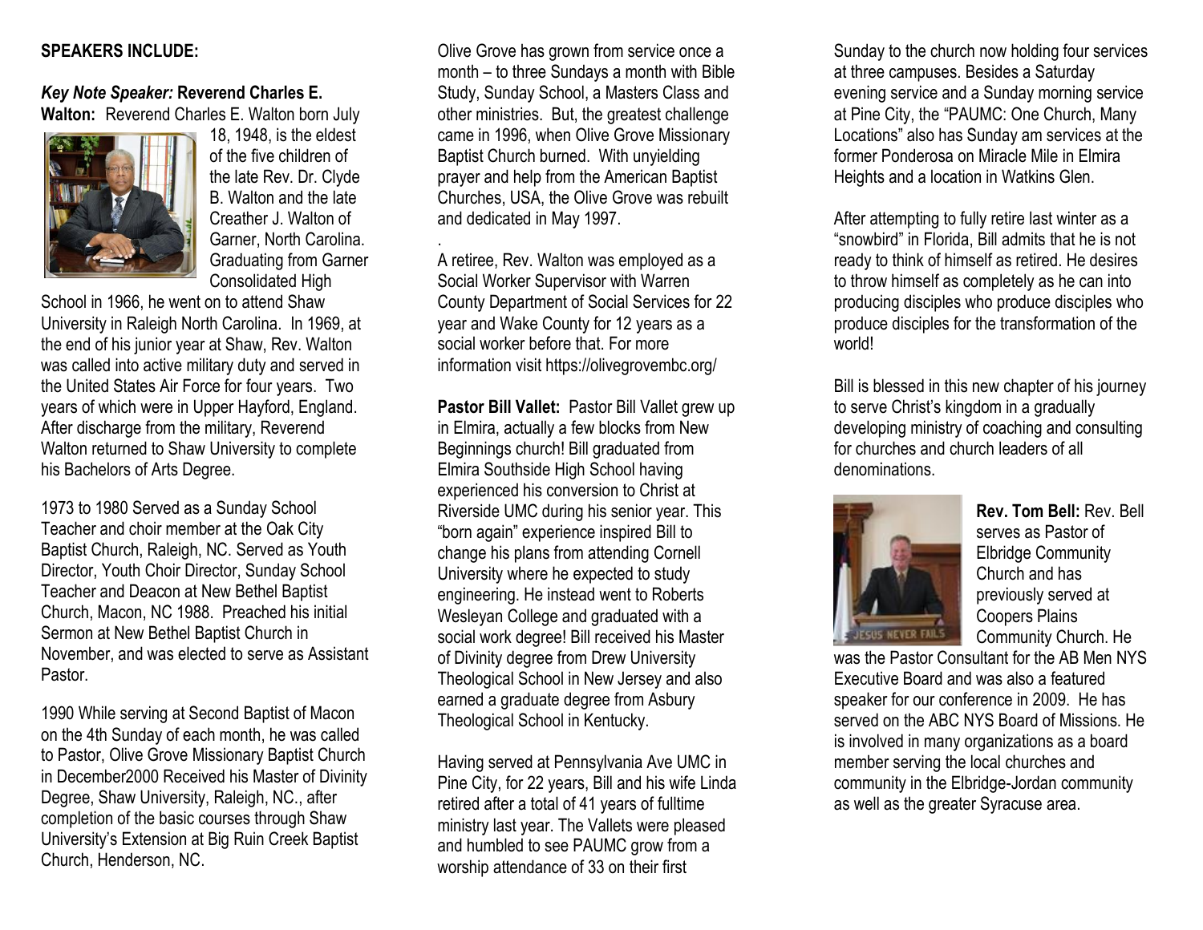**SPEAKERS INCLUDE:**

***Key Note Speaker:* Reverend Charles E. Walton:** Reverend Charles E. Walton born July 18, 1948, is the eldest of the five children of the late Rev. Dr. Clyde B. Walton and the late Creather J. Walton of Garner, North Carolina. Graduating from Garner Consolidated High School in 1966, he went on to attend Shaw University in Raleigh North Carolina. In 1969, at the end of his junior year at Shaw, Rev. Walton was called into active military duty and served in the United States Air Force for four years. Two years of which were in Upper Hayford, England. After discharge from the military, Reverend Walton returned to Shaw University to complete his Bachelors of Arts Degree.

1973 to 1980 Served as a Sunday School Teacher and choir member at the Oak City Baptist Church, Raleigh, NC. Served as Youth Director, Youth Choir Director, Sunday School Teacher and Deacon at New Bethel Baptist Church, Macon, NC 1988. Preached his initial Sermon at New Bethel Baptist Church in November, and was elected to serve as Assistant Pastor.

1990 While serving at Second Baptist of Macon on the 4th Sunday of each month, he was called to Pastor, Olive Grove Missionary Baptist Church in December2000 Received his Master of Divinity Degree, Shaw University, Raleigh, NC., after completion of the basic courses through Shaw University's Extension at Big Ruin Creek Baptist Church, Henderson, NC.

Olive Grove has grown from service once a month – to three Sundays a month with Bible Study, Sunday School, a Masters Class and other ministries. But, the greatest challenge came in 1996, when Olive Grove Missionary Baptist Church burned. With unyielding prayer and help from the American Baptist Churches, USA, the Olive Grove was rebuilt and dedicated in May 1997.

.

A retiree, Rev. Walton was employed as a Social Worker Supervisor with Warren County Department of Social Services for 22 year and Wake County for 12 years as a social worker before that. For more information visit https://olivegrovembc.org/

**Pastor Bill Vallet:** Pastor Bill Vallet grew up in Elmira, actually a few blocks from New Beginnings church! Bill graduated from Elmira Southside High School having experienced his conversion to Christ at Riverside UMC during his senior year. This "born again" experience inspired Bill to change his plans from attending Cornell University where he expected to study engineering. He instead went to Roberts Wesleyan College and graduated with a social work degree! Bill received his Master of Divinity degree from Drew University Theological School in New Jersey and also earned a graduate degree from Asbury Theological School in Kentucky.

Having served at Pennsylvania Ave UMC in Pine City, for 22 years, Bill and his wife Linda retired after a total of 41 years of fulltime ministry last year. The Vallets were pleased and humbled to see PAUMC grow from a worship attendance of 33 on their first Sunday to the church now holding four services at three campuses. Besides a Saturday evening service and a Sunday morning service at Pine City, the "PAUMC: One Church, Many Locations" also has Sunday am services at the former Ponderosa on Miracle Mile in Elmira Heights and a location in Watkins Glen.

After attempting to fully retire last winter as a "snowbird" in Florida, Bill admits that he is not ready to think of himself as retired. He desires to throw himself as completely as he can into producing disciples who produce disciples who produce disciples for the transformation of the world!

Bill is blessed in this new chapter of his journey to serve Christ's kingdom in a gradually developing ministry of coaching and consulting for churches and church leaders of all denominations.

**Rev. Tom Bell:** Rev. Bell serves as Pastor of Elbridge Community Church and has previously served at Coopers Plains Community Church. He was the Pastor Consultant for the AB Men NYS Executive Board and was also a featured speaker for our conference in 2009. He has served on the ABC NYS Board of Missions. He is involved in many organizations as a board member serving the local churches and community in the Elbridge-Jordan community as well as the greater Syracuse area.